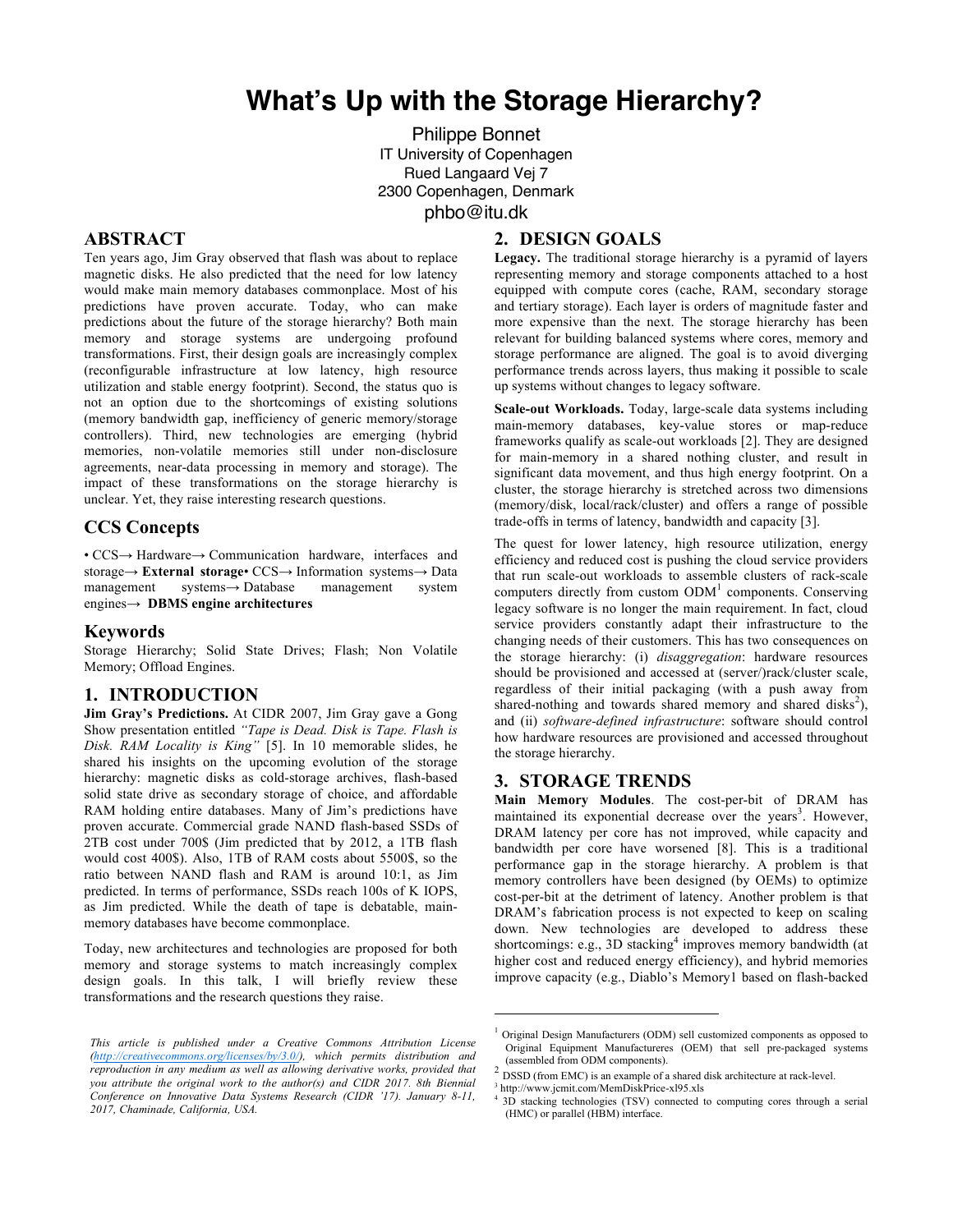# What's Up with the Storage Hierarchy?

Philippe Bonnet
IT University of Copenhagen
Rued Langaard Vej 7
2300 Copenhagen, Denmark
phbo@itu.dk

## ABSTRACT

Ten years ago, Jim Gray observed that flash was about to replace magnetic disks. He also predicted that the need for low latency would make main memory databases commonplace. Most of his predictions have proven accurate. Today, who can make predictions about the future of the storage hierarchy? Both main memory and storage systems are undergoing profound transformations. First, their design goals are increasingly complex (reconfigurable infrastructure at low latency, high resource utilization and stable energy footprint). Second, the status quo is not an option due to the shortcomings of existing solutions (memory bandwidth gap, inefficiency of generic memory/storage controllers). Third, new technologies are emerging (hybrid memories, non-volatile memories still under non-disclosure agreements, near-data processing in memory and storage). The impact of these transformations on the storage hierarchy is unclear. Yet, they raise interesting research questions.

## CCS Concepts

• CCS→ Hardware→ Communication hardware, interfaces and storage→ **External storage**• CCS→ Information systems→ Data management systems→ Database management system engines→ **DBMS engine architectures**

## Keywords

Storage Hierarchy; Solid State Drives; Flash; Non Volatile Memory; Offload Engines.

## 1. INTRODUCTION

**Jim Gray's Predictions.** At CIDR 2007, Jim Gray gave a Gong Show presentation entitled *"Tape is Dead. Disk is Tape. Flash is Disk. RAM Locality is King"* [5]. In 10 memorable slides, he shared his insights on the upcoming evolution of the storage hierarchy: magnetic disks as cold-storage archives, flash-based solid state drive as secondary storage of choice, and affordable RAM holding entire databases. Many of Jim's predictions have proven accurate. Commercial grade NAND flash-based SSDs of 2TB cost under 700$ (Jim predicted that by 2012, a 1TB flash would cost 400$). Also, 1TB of RAM costs about 5500$, so the ratio between NAND flash and RAM is around 10:1, as Jim predicted. In terms of performance, SSDs reach 100s of K IOPS, as Jim predicted. While the death of tape is debatable, main-memory databases have become commonplace.

Today, new architectures and technologies are proposed for both memory and storage systems to match increasingly complex design goals. In this talk, I will briefly review these transformations and the research questions they raise.

*This article is published under a Creative Commons Attribution License (http://creativecommons.org/licenses/by/3.0/), which permits distribution and reproduction in any medium as well as allowing derivative works, provided that you attribute the original work to the author(s) and CIDR 2017. 8th Biennial Conference on Innovative Data Systems Research (CIDR '17). January 8-11, 2017, Chaminade, California, USA.*

## 2. DESIGN GOALS

**Legacy.** The traditional storage hierarchy is a pyramid of layers representing memory and storage components attached to a host equipped with compute cores (cache, RAM, secondary storage and tertiary storage). Each layer is orders of magnitude faster and more expensive than the next. The storage hierarchy has been relevant for building balanced systems where cores, memory and storage performance are aligned. The goal is to avoid diverging performance trends across layers, thus making it possible to scale up systems without changes to legacy software.

**Scale-out Workloads.** Today, large-scale data systems including main-memory databases, key-value stores or map-reduce frameworks qualify as scale-out workloads [2]. They are designed for main-memory in a shared nothing cluster, and result in significant data movement, and thus high energy footprint. On a cluster, the storage hierarchy is stretched across two dimensions (memory/disk, local/rack/cluster) and offers a range of possible trade-offs in terms of latency, bandwidth and capacity [3].

The quest for lower latency, high resource utilization, energy efficiency and reduced cost is pushing the cloud service providers that run scale-out workloads to assemble clusters of rack-scale computers directly from custom ODM[1] components. Conserving legacy software is no longer the main requirement. In fact, cloud service providers constantly adapt their infrastructure to the changing needs of their customers. This has two consequences on the storage hierarchy: (i) *disaggregation*: hardware resources should be provisioned and accessed at (server/)rack/cluster scale, regardless of their initial packaging (with a push away from shared-nothing and towards shared memory and shared disks[2]), and (ii) *software-defined infrastructure*: software should control how hardware resources are provisioned and accessed throughout the storage hierarchy.

## 3. STORAGE TRENDS

**Main Memory Modules**. The cost-per-bit of DRAM has maintained its exponential decrease over the years[3]. However, DRAM latency per core has not improved, while capacity and bandwidth per core have worsened [8]. This is a traditional performance gap in the storage hierarchy. A problem is that memory controllers have been designed (by OEMs) to optimize cost-per-bit at the detriment of latency. Another problem is that DRAM's fabrication process is not expected to keep on scaling down. New technologies are developed to address these shortcomings: e.g., 3D stacking[4] improves memory bandwidth (at higher cost and reduced energy efficiency), and hybrid memories improve capacity (e.g., Diablo's Memory1 based on flash-backed

---

[1] Original Design Manufacturers (ODM) sell customized components as opposed to Original Equipment Manufactureres (OEM) that sell pre-packaged systems (assembled from ODM components).

[2] DSSD (from EMC) is an example of a shared disk architecture at rack-level.

[3] http://www.jcmit.com/MemDiskPrice-xl95.xls

[4] 3D stacking technologies (TSV) connected to computing cores through a serial (HMC) or parallel (HBM) interface.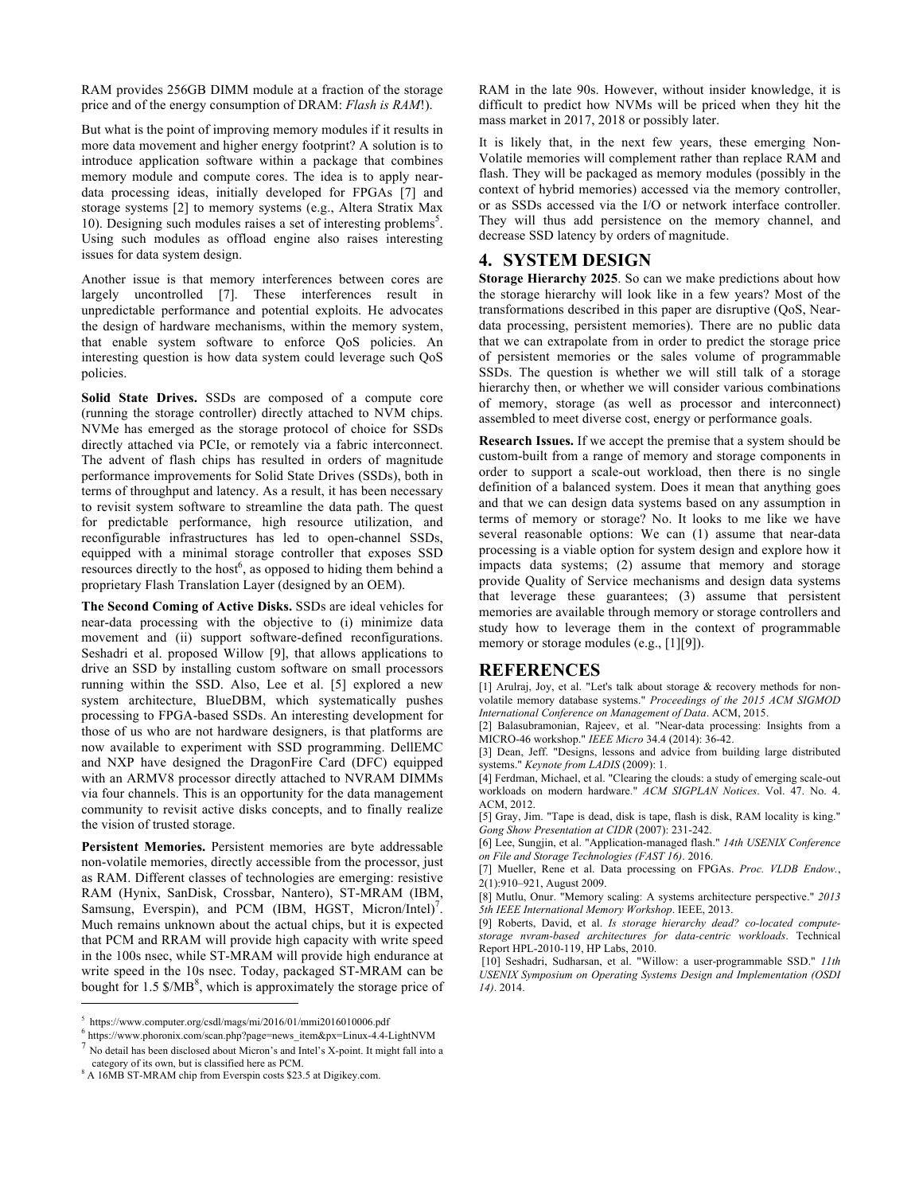RAM provides 256GB DIMM module at a fraction of the storage price and of the energy consumption of DRAM: *Flash is RAM*!).

But what is the point of improving memory modules if it results in more data movement and higher energy footprint? A solution is to introduce application software within a package that combines memory module and compute cores. The idea is to apply near-data processing ideas, initially developed for FPGAs [7] and storage systems [2] to memory systems (e.g., Altera Stratix Max 10). Designing such modules raises a set of interesting problems[5]. Using such modules as offload engine also raises interesting issues for data system design.

Another issue is that memory interferences between cores are largely uncontrolled [7]. These interferences result in unpredictable performance and potential exploits. He advocates the design of hardware mechanisms, within the memory system, that enable system software to enforce QoS policies. An interesting question is how data system could leverage such QoS policies.

**Solid State Drives.** SSDs are composed of a compute core (running the storage controller) directly attached to NVM chips. NVMe has emerged as the storage protocol of choice for SSDs directly attached via PCIe, or remotely via a fabric interconnect. The advent of flash chips has resulted in orders of magnitude performance improvements for Solid State Drives (SSDs), both in terms of throughput and latency. As a result, it has been necessary to revisit system software to streamline the data path. The quest for predictable performance, high resource utilization, and reconfigurable infrastructures has led to open-channel SSDs, equipped with a minimal storage controller that exposes SSD resources directly to the host[6], as opposed to hiding them behind a proprietary Flash Translation Layer (designed by an OEM).

**The Second Coming of Active Disks.** SSDs are ideal vehicles for near-data processing with the objective to (i) minimize data movement and (ii) support software-defined reconfigurations. Seshadri et al. proposed Willow [9], that allows applications to drive an SSD by installing custom software on small processors running within the SSD. Also, Lee et al. [5] explored a new system architecture, BlueDBM, which systematically pushes processing to FPGA-based SSDs. An interesting development for those of us who are not hardware designers, is that platforms are now available to experiment with SSD programming. DellEMC and NXP have designed the DragonFire Card (DFC) equipped with an ARMV8 processor directly attached to NVRAM DIMMs via four channels. This is an opportunity for the data management community to revisit active disks concepts, and to finally realize the vision of trusted storage.

**Persistent Memories.** Persistent memories are byte addressable non-volatile memories, directly accessible from the processor, just as RAM. Different classes of technologies are emerging: resistive RAM (Hynix, SanDisk, Crossbar, Nantero), ST-MRAM (IBM, Samsung, Everspin), and PCM (IBM, HGST, Micron/Intel)[7]. Much remains unknown about the actual chips, but it is expected that PCM and RRAM will provide high capacity with write speed in the 100s nsec, while ST-MRAM will provide high endurance at write speed in the 10s nsec. Today, packaged ST-MRAM can be bought for 1.5 $/MB[8], which is approximately the storage price of RAM in the late 90s. However, without insider knowledge, it is difficult to predict how NVMs will be priced when they hit the mass market in 2017, 2018 or possibly later.

It is likely that, in the next few years, these emerging Non-Volatile memories will complement rather than replace RAM and flash. They will be packaged as memory modules (possibly in the context of hybrid memories) accessed via the memory controller, or as SSDs accessed via the I/O or network interface controller. They will thus add persistence on the memory channel, and decrease SSD latency by orders of magnitude.

# 4. SYSTEM DESIGN

**Storage Hierarchy 2025**. So can we make predictions about how the storage hierarchy will look like in a few years? Most of the transformations described in this paper are disruptive (QoS, Near-data processing, persistent memories). There are no public data that we can extrapolate from in order to predict the storage price of persistent memories or the sales volume of programmable SSDs. The question is whether we will still talk of a storage hierarchy then, or whether we will consider various combinations of memory, storage (as well as processor and interconnect) assembled to meet diverse cost, energy or performance goals.

**Research Issues.** If we accept the premise that a system should be custom-built from a range of memory and storage components in order to support a scale-out workload, then there is no single definition of a balanced system. Does it mean that anything goes and that we can design data systems based on any assumption in terms of memory or storage? No. It looks to me like we have several reasonable options: We can (1) assume that near-data processing is a viable option for system design and explore how it impacts data systems; (2) assume that memory and storage provide Quality of Service mechanisms and design data systems that leverage these guarantees; (3) assume that persistent memories are available through memory or storage controllers and study how to leverage them in the context of programmable memory or storage modules (e.g., [1][9]).

# REFERENCES

[1] Arulraj, Joy, et al. "Let's talk about storage & recovery methods for non-volatile memory database systems." *Proceedings of the 2015 ACM SIGMOD International Conference on Management of Data*. ACM, 2015.

[2] Balasubramonian, Rajeev, et al. "Near-data processing: Insights from a MICRO-46 workshop." *IEEE Micro* 34.4 (2014): 36-42.

[3] Dean, Jeff. "Designs, lessons and advice from building large distributed systems." *Keynote from LADIS* (2009): 1.

[4] Ferdman, Michael, et al. "Clearing the clouds: a study of emerging scale-out workloads on modern hardware." *ACM SIGPLAN Notices*. Vol. 47. No. 4. ACM, 2012.

[5] Gray, Jim. "Tape is dead, disk is tape, flash is disk, RAM locality is king." *Gong Show Presentation at CIDR* (2007): 231-242.

[6] Lee, Sungjin, et al. "Application-managed flash." *14th USENIX Conference on File and Storage Technologies (FAST 16)*. 2016.

[7] Mueller, Rene et al. Data processing on FPGAs. *Proc. VLDB Endow.*, 2(1):910–921, August 2009.

[8] Mutlu, Onur. "Memory scaling: A systems architecture perspective." *2013 5th IEEE International Memory Workshop*. IEEE, 2013.

[9] Roberts, David, et al. *Is storage hierarchy dead? co-located compute-storage nvram-based architectures for data-centric workloads*. Technical Report HPL-2010-119, HP Labs, 2010.

[10] Seshadri, Sudharsan, et al. "Willow: a user-programmable SSD." *11th USENIX Symposium on Operating Systems Design and Implementation (OSDI 14)*. 2014.

---

[5] https://www.computer.org/csdl/mags/mi/2016/01/mmi2016010006.pdf

[6] https://www.phoronix.com/scan.php?page=news_item&px=Linux-4.4-LightNVM

[7] No detail has been disclosed about Micron's and Intel's X-point. It might fall into a category of its own, but is classified here as PCM.

[8] A 16MB ST-MRAM chip from Everspin costs $23.5 at Digikey.com.